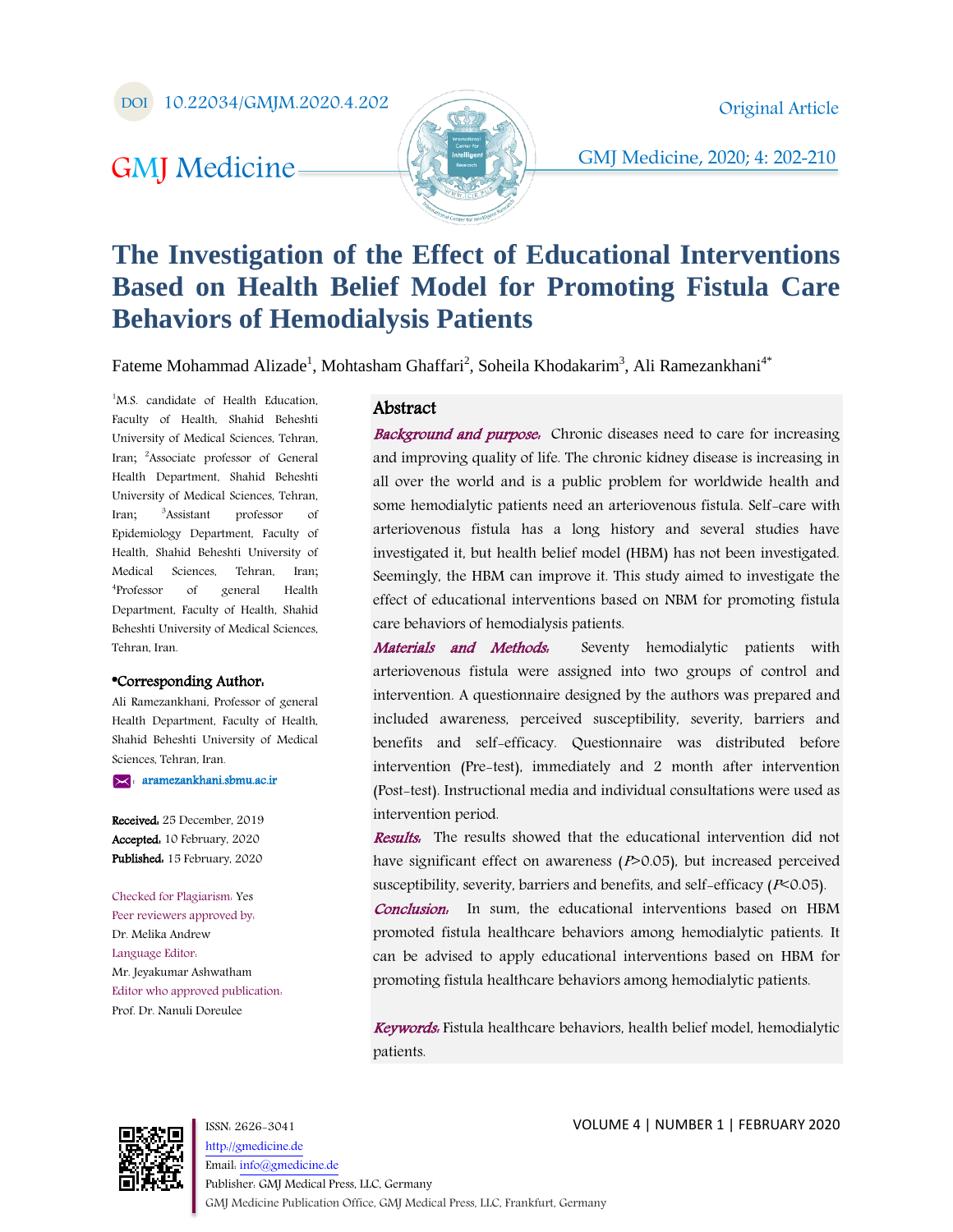DOI 10.22034/GMJM.2020.4.202

Original Article

# The Investigation of the Effect of Educational Interventions Based on Health Belief Model for Promoting Fistula Care Behaviors of Hemodialysis Patients

Fateme Mohammad Alizade[1], Mohtasham Ghaffari[2], Soheila Khodakarim[3], Ali Ramezankhani[4*]

[1]M.S. candidate of Health Education, Faculty of Health, Shahid Beheshti University of Medical Sciences, Tehran, Iran; [2]Associate professor of General Health Department, Shahid Beheshti University of Medical Sciences, Tehran, Iran; [3]Assistant professor of Epidemiology Department, Faculty of Health, Shahid Beheshti University of Medical Sciences, Tehran, Iran; [4]Professor of general Health Department, Faculty of Health, Shahid Beheshti University of Medical Sciences, Tehran, Iran.

**\*Corresponding Author:**
Ali Ramezankhani, Professor of general Health Department, Faculty of Health, Shahid Beheshti University of Medical Sciences, Tehran, Iran.

✉: aramezankhani.sbmu.ac.ir

**Received:** 25 December, 2019
**Accepted:** 10 February, 2020
**Published:** 15 February, 2020

Checked for Plagiarism: Yes
Peer reviewers approved by:
Dr. Melika Andrew
Language Editor:
Mr. Jeyakumar Ashwatham
Editor who approved publication:
Prof. Dr. Nanuli Doreulee

## Abstract

***Background and purpose:*** Chronic diseases need to care for increasing and improving quality of life. The chronic kidney disease is increasing in all over the world and is a public problem for worldwide health and some hemodialytic patients need an arteriovenous fistula. Self-care with arteriovenous fistula has a long history and several studies have investigated it, but health belief model (HBM) has not been investigated. Seemingly, the HBM can improve it. This study aimed to investigate the effect of educational interventions based on NBM for promoting fistula care behaviors of hemodialysis patients.

***Materials and Methods:*** Seventy hemodialytic patients with arteriovenous fistula were assigned into two groups of control and intervention. A questionnaire designed by the authors was prepared and included awareness, perceived susceptibility, severity, barriers and benefits and self-efficacy. Questionnaire was distributed before intervention (Pre-test), immediately and 2 month after intervention (Post-test). Instructional media and individual consultations were used as intervention period.

***Results:*** The results showed that the educational intervention did not have significant effect on awareness ($P$>0.05), but increased perceived susceptibility, severity, barriers and benefits, and self-efficacy ($P$<0.05).

***Conclusion:*** In sum, the educational interventions based on HBM promoted fistula healthcare behaviors among hemodialytic patients. It can be advised to apply educational interventions based on HBM for promoting fistula healthcare behaviors among hemodialytic patients.

***Keywords:*** Fistula healthcare behaviors, health belief model, hemodialytic patients.

ISSN: 2626-3041
http://gmedicine.de
Email: info@gmedicine.de
Publisher: GMJ Medical Press, LLC, Germany
GMJ Medicine Publication Office, GMJ Medical Press, LLC, Frankfurt, Germany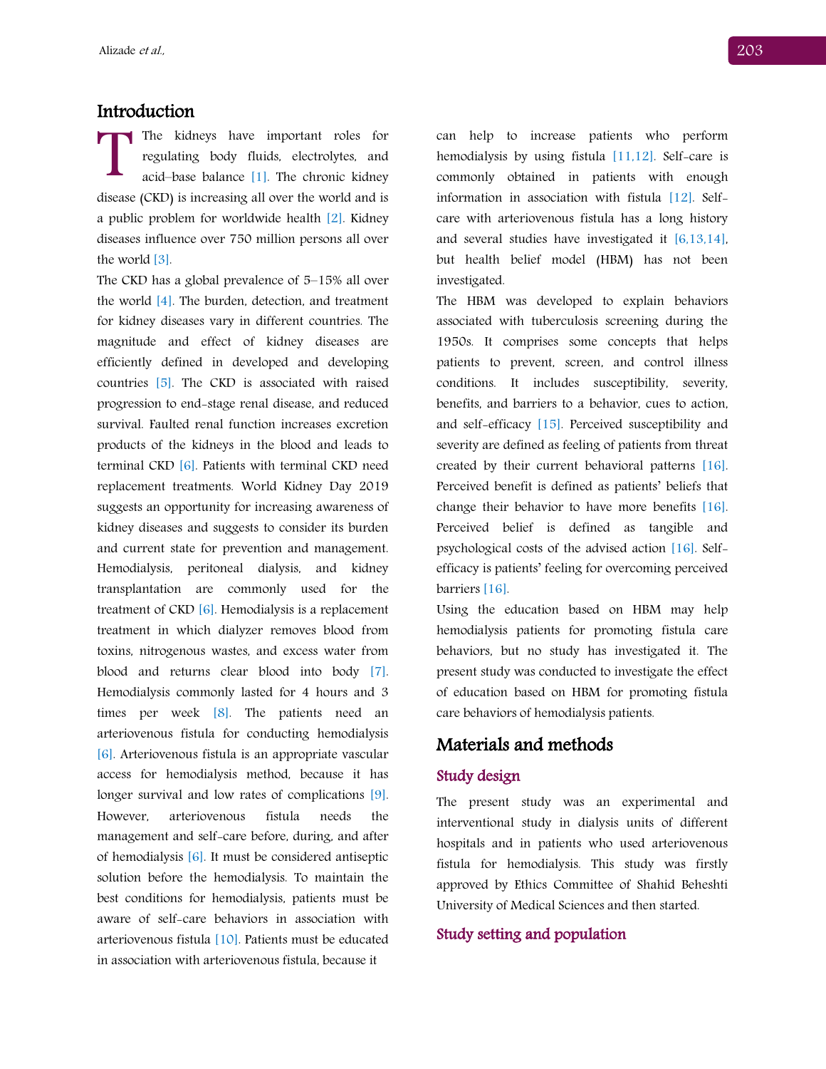## Introduction

The kidneys have important roles for regulating body fluids, electrolytes, and acid–base balance [1]. The chronic kidney disease (CKD) is increasing all over the world and is a public problem for worldwide health [2]. Kidney diseases influence over 750 million persons all over the world [3].

The CKD has a global prevalence of 5–15% all over the world [4]. The burden, detection, and treatment for kidney diseases vary in different countries. The magnitude and effect of kidney diseases are efficiently defined in developed and developing countries [5]. The CKD is associated with raised progression to end-stage renal disease, and reduced survival. Faulted renal function increases excretion products of the kidneys in the blood and leads to terminal CKD [6]. Patients with terminal CKD need replacement treatments. World Kidney Day 2019 suggests an opportunity for increasing awareness of kidney diseases and suggests to consider its burden and current state for prevention and management. Hemodialysis, peritoneal dialysis, and kidney transplantation are commonly used for the treatment of CKD [6]. Hemodialysis is a replacement treatment in which dialyzer removes blood from toxins, nitrogenous wastes, and excess water from blood and returns clear blood into body [7]. Hemodialysis commonly lasted for 4 hours and 3 times per week [8]. The patients need an arteriovenous fistula for conducting hemodialysis [6]. Arteriovenous fistula is an appropriate vascular access for hemodialysis method, because it has longer survival and low rates of complications [9]. However, arteriovenous fistula needs the management and self-care before, during, and after of hemodialysis [6]. It must be considered antiseptic solution before the hemodialysis. To maintain the best conditions for hemodialysis, patients must be aware of self-care behaviors in association with arteriovenous fistula [10]. Patients must be educated in association with arteriovenous fistula, because it can help to increase patients who perform hemodialysis by using fistula [11,12]. Self-care is commonly obtained in patients with enough information in association with fistula [12]. Self-care with arteriovenous fistula has a long history and several studies have investigated it [6,13,14], but health belief model (HBM) has not been investigated.

The HBM was developed to explain behaviors associated with tuberculosis screening during the 1950s. It comprises some concepts that helps patients to prevent, screen, and control illness conditions. It includes susceptibility, severity, benefits, and barriers to a behavior, cues to action, and self-efficacy [15]. Perceived susceptibility and severity are defined as feeling of patients from threat created by their current behavioral patterns [16]. Perceived benefit is defined as patients' beliefs that change their behavior to have more benefits [16]. Perceived belief is defined as tangible and psychological costs of the advised action [16]. Self-efficacy is patients' feeling for overcoming perceived barriers [16].

Using the education based on HBM may help hemodialysis patients for promoting fistula care behaviors, but no study has investigated it. The present study was conducted to investigate the effect of education based on HBM for promoting fistula care behaviors of hemodialysis patients.

## Materials and methods

### Study design

The present study was an experimental and interventional study in dialysis units of different hospitals and in patients who used arteriovenous fistula for hemodialysis. This study was firstly approved by Ethics Committee of Shahid Beheshti University of Medical Sciences and then started.

### Study setting and population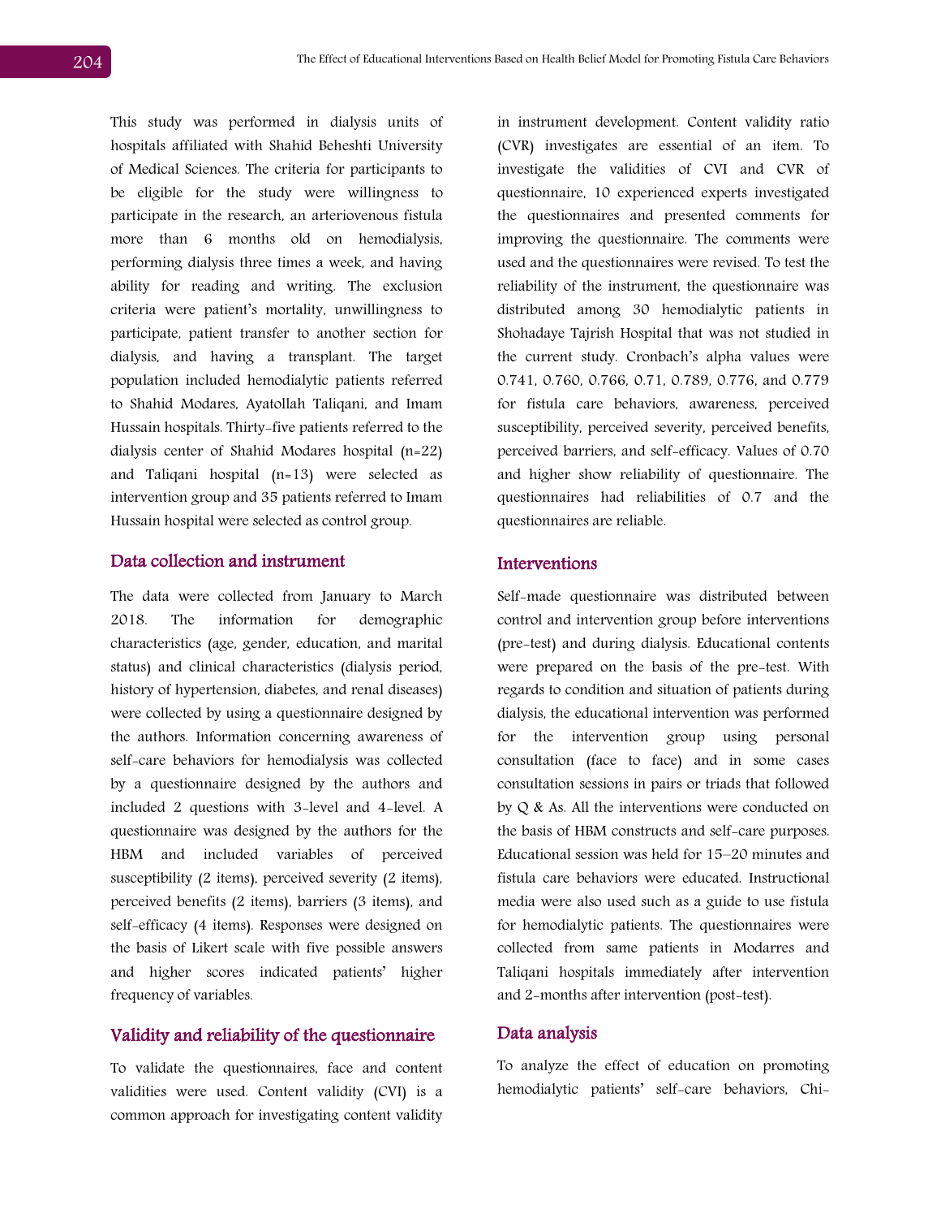This study was performed in dialysis units of hospitals affiliated with Shahid Beheshti University of Medical Sciences. The criteria for participants to be eligible for the study were willingness to participate in the research, an arteriovenous fistula more than 6 months old on hemodialysis, performing dialysis three times a week, and having ability for reading and writing. The exclusion criteria were patient's mortality, unwillingness to participate, patient transfer to another section for dialysis, and having a transplant. The target population included hemodialytic patients referred to Shahid Modares, Ayatollah Taliqani, and Imam Hussain hospitals. Thirty-five patients referred to the dialysis center of Shahid Modares hospital (n=22) and Taliqani hospital (n=13) were selected as intervention group and 35 patients referred to Imam Hussain hospital were selected as control group.

## Data collection and instrument

The data were collected from January to March 2018. The information for demographic characteristics (age, gender, education, and marital status) and clinical characteristics (dialysis period, history of hypertension, diabetes, and renal diseases) were collected by using a questionnaire designed by the authors. Information concerning awareness of self-care behaviors for hemodialysis was collected by a questionnaire designed by the authors and included 2 questions with 3-level and 4-level. A questionnaire was designed by the authors for the HBM and included variables of perceived susceptibility (2 items), perceived severity (2 items), perceived benefits (2 items), barriers (3 items), and self-efficacy (4 items). Responses were designed on the basis of Likert scale with five possible answers and higher scores indicated patients' higher frequency of variables.

## Validity and reliability of the questionnaire

To validate the questionnaires, face and content validities were used. Content validity (CVI) is a common approach for investigating content validity in instrument development. Content validity ratio (CVR) investigates are essential of an item. To investigate the validities of CVI and CVR of questionnaire, 10 experienced experts investigated the questionnaires and presented comments for improving the questionnaire. The comments were used and the questionnaires were revised. To test the reliability of the instrument, the questionnaire was distributed among 30 hemodialytic patients in Shohadaye Tajrish Hospital that was not studied in the current study. Cronbach's alpha values were 0.741, 0.760, 0.766, 0.71, 0.789, 0.776, and 0.779 for fistula care behaviors, awareness, perceived susceptibility, perceived severity, perceived benefits, perceived barriers, and self-efficacy. Values of 0.70 and higher show reliability of questionnaire. The questionnaires had reliabilities of 0.7 and the questionnaires are reliable.

## Interventions

Self-made questionnaire was distributed between control and intervention group before interventions (pre-test) and during dialysis. Educational contents were prepared on the basis of the pre-test. With regards to condition and situation of patients during dialysis, the educational intervention was performed for the intervention group using personal consultation (face to face) and in some cases consultation sessions in pairs or triads that followed by Q & As. All the interventions were conducted on the basis of HBM constructs and self-care purposes. Educational session was held for 15–20 minutes and fistula care behaviors were educated. Instructional media were also used such as a guide to use fistula for hemodialytic patients. The questionnaires were collected from same patients in Modarres and Taliqani hospitals immediately after intervention and 2-months after intervention (post-test).

## Data analysis

To analyze the effect of education on promoting hemodialytic patients' self-care behaviors, Chi-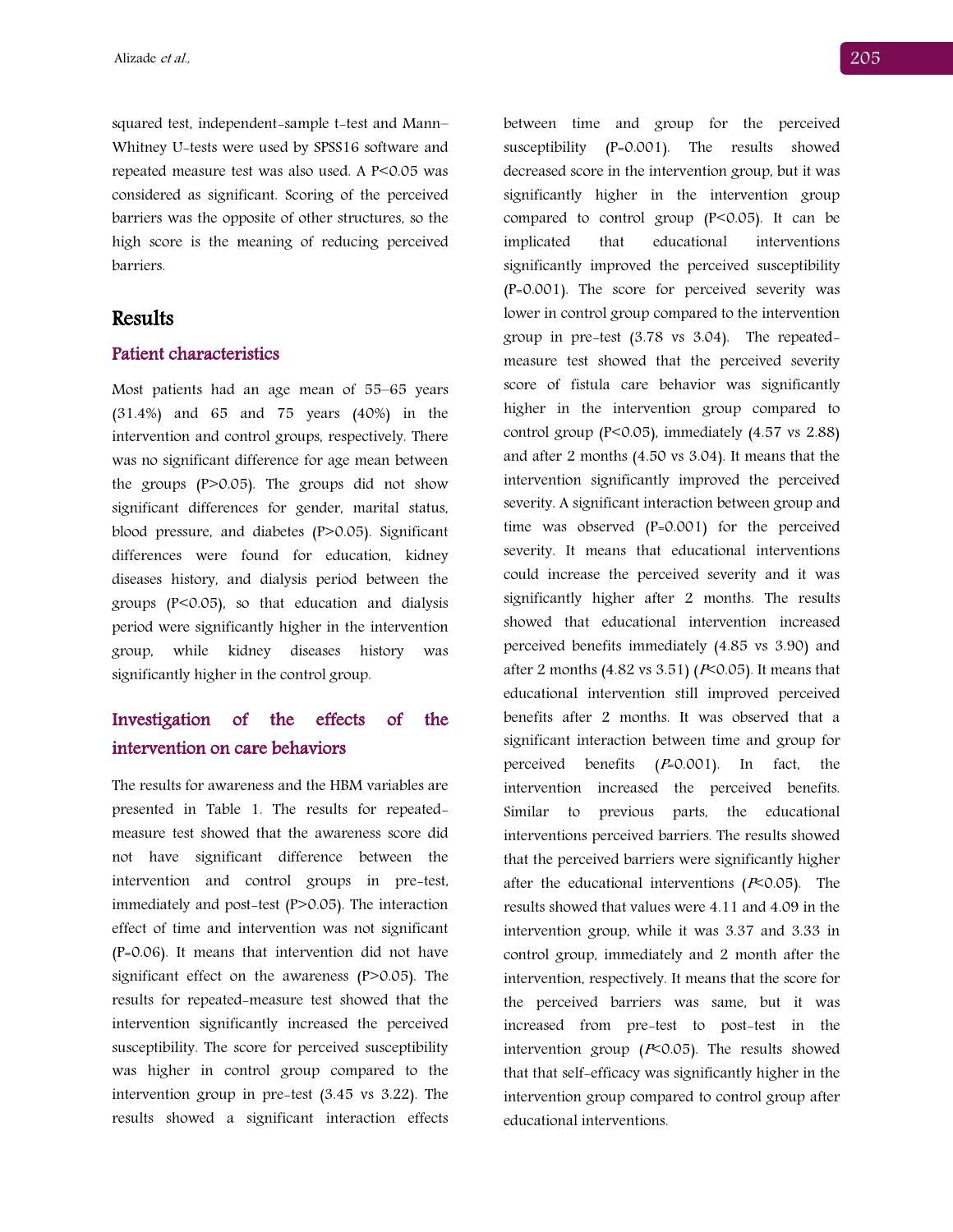squared test, independent-sample t-test and Mann–Whitney U-tests were used by SPSS16 software and repeated measure test was also used. A $P<0.05$ was considered as significant. Scoring of the perceived barriers was the opposite of other structures, so the high score is the meaning of reducing perceived barriers.

## Results

### Patient characteristics

Most patients had an age mean of 55–65 years (31.4%) and 65 and 75 years (40%) in the intervention and control groups, respectively. There was no significant difference for age mean between the groups ($P>0.05$). The groups did not show significant differences for gender, marital status, blood pressure, and diabetes ($P>0.05$). Significant differences were found for education, kidney diseases history, and dialysis period between the groups ($P<0.05$), so that education and dialysis period were significantly higher in the intervention group, while kidney diseases history was significantly higher in the control group.

### Investigation of the effects of the intervention on care behaviors

The results for awareness and the HBM variables are presented in Table 1. The results for repeated-measure test showed that the awareness score did not have significant difference between the intervention and control groups in pre-test, immediately and post-test ($P>0.05$). The interaction effect of time and intervention was not significant ($P=0.06$). It means that intervention did not have significant effect on the awareness ($P>0.05$). The results for repeated-measure test showed that the intervention significantly increased the perceived susceptibility. The score for perceived susceptibility was higher in control group compared to the intervention group in pre-test (3.45 vs 3.22). The results showed a significant interaction effects between time and group for the perceived susceptibility ($P=0.001$). The results showed decreased score in the intervention group, but it was significantly higher in the intervention group compared to control group ($P<0.05$). It can be implicated that educational interventions significantly improved the perceived susceptibility ($P=0.001$). The score for perceived severity was lower in control group compared to the intervention group in pre-test (3.78 vs 3.04). The repeated-measure test showed that the perceived severity score of fistula care behavior was significantly higher in the intervention group compared to control group ($P<0.05$), immediately (4.57 vs 2.88) and after 2 months (4.50 vs 3.04). It means that the intervention significantly improved the perceived severity. A significant interaction between group and time was observed ($P=0.001$) for the perceived severity. It means that educational interventions could increase the perceived severity and it was significantly higher after 2 months. The results showed that educational intervention increased perceived benefits immediately (4.85 vs 3.90) and after 2 months (4.82 vs 3.51) ($P<0.05$). It means that educational intervention still improved perceived benefits after 2 months. It was observed that a significant interaction between time and group for perceived benefits ($P=0.001$). In fact, the intervention increased the perceived benefits. Similar to previous parts, the educational interventions perceived barriers. The results showed that the perceived barriers were significantly higher after the educational interventions ($P<0.05$). The results showed that values were 4.11 and 4.09 in the intervention group, while it was 3.37 and 3.33 in control group, immediately and 2 month after the intervention, respectively. It means that the score for the perceived barriers was same, but it was increased from pre-test to post-test in the intervention group ($P<0.05$). The results showed that that self-efficacy was significantly higher in the intervention group compared to control group after educational interventions.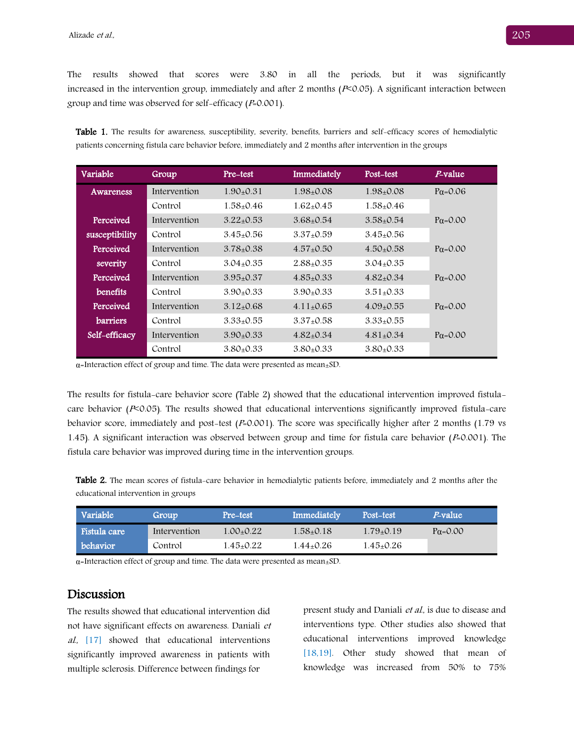The results showed that scores were 3.80 in all the periods, but it was significantly increased in the intervention group, immediately and after 2 months ($P<0.05$). A significant interaction between group and time was observed for self-efficacy ($P=0.001$).

**Table 1.** The results for awareness, susceptibility, severity, benefits, barriers and self-efficacy scores of hemodialytic patients concerning fistula care behavior before, immediately and 2 months after intervention in the groups

| Variable | Group | Pre-test | Immediately | Post-test | *P*-value |
|---|---|---|---|---|---|
| Awareness | Intervention | 1.90±0.31 | 1.98±0.08 | 1.98±0.08 | Pα=0.06 |
| | Control | 1.58±0.46 | 1.62±0.45 | 1.58±0.46 | |
| Perceived susceptibility | Intervention | 3.22±0.53 | 3.68±0.54 | 3.58±0.54 | Pα=0.00 |
| | Control | 3.45±0.56 | 3.37±0.59 | 3.45±0.56 | |
| Perceived severity | Intervention | 3.78±0.38 | 4.57±0.50 | 4.50±0.58 | Pα=0.00 |
| | Control | 3.04±0.35 | 2.88±0.35 | 3.04±0.35 | |
| Perceived benefits | Intervention | 3.95±0.37 | 4.85±0.33 | 4.82±0.34 | Pα=0.00 |
| | Control | 3.90±0.33 | 3.90±0.33 | 3.51±0.33 | |
| Perceived barriers | Intervention | 3.12±0.68 | 4.11±0.65 | 4.09±0.55 | Pα=0.00 |
| | Control | 3.33±0.55 | 3.37±0.58 | 3.33±0.55 | |
| Self-efficacy | Intervention | 3.90±0.33 | 4.82±0.34 | 4.81±0.34 | Pα=0.00 |
| | Control | 3.80±0.33 | 3.80±0.33 | 3.80±0.33 | |

α-Interaction effect of group and time. The data were presented as mean±SD.

The results for fistula-care behavior score (Table 2) showed that the educational intervention improved fistula-care behavior ($P<0.05$). The results showed that educational interventions significantly improved fistula-care behavior score, immediately and post-test ($P=0.001$). The score was specifically higher after 2 months (1.79 vs 1.45). A significant interaction was observed between group and time for fistula care behavior ($P=0.001$). The fistula care behavior was improved during time in the intervention groups.

**Table 2.** The mean scores of fistula-care behavior in hemodialytic patients before, immediately and 2 months after the educational intervention in groups

| Variable | Group | Pre-test | Immediately | Post-test | *P*-value |
|---|---|---|---|---|---|
| Fistula care behavior | Intervention | 1.00±0.22 | 1.58±0.18 | 1.79±0.19 | Pα=0.00 |
| | Control | 1.45±0.22 | 1.44±0.26 | 1.45±0.26 | |

α-Interaction effect of group and time. The data were presented as mean±SD.

## Discussion

The results showed that educational intervention did not have significant effects on awareness. Daniali *et al.*, [17] showed that educational interventions significantly improved awareness in patients with multiple sclerosis. Difference between findings for present study and Daniali *et al.*, is due to disease and interventions type. Other studies also showed that educational interventions improved knowledge [18,19]. Other study showed that mean of knowledge was increased from 50% to 75%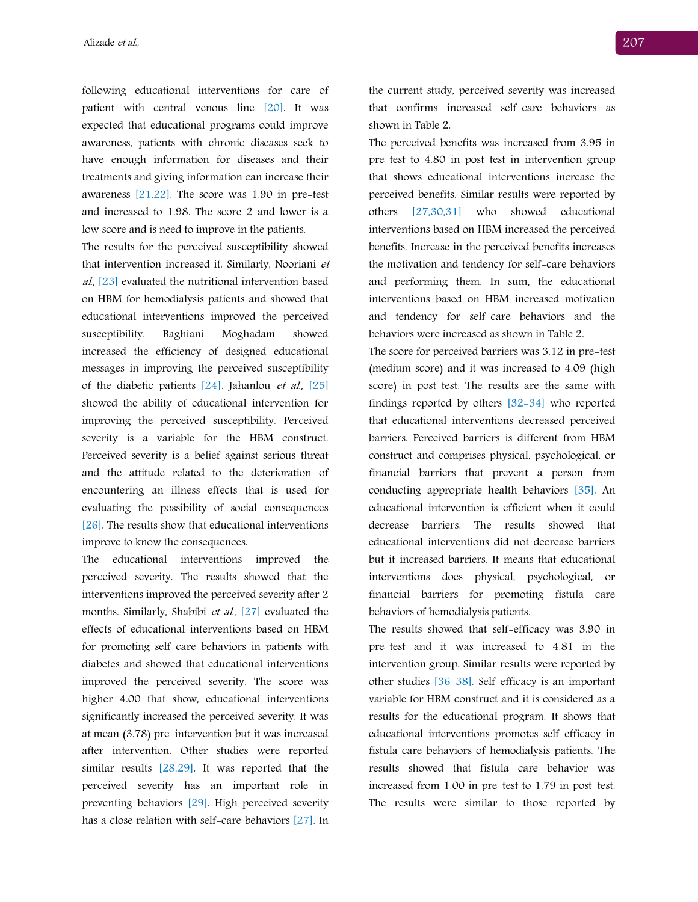following educational interventions for care of patient with central venous line [20]. It was expected that educational programs could improve awareness, patients with chronic diseases seek to have enough information for diseases and their treatments and giving information can increase their awareness [21,22]. The score was 1.90 in pre-test and increased to 1.98. The score 2 and lower is a low score and is need to improve in the patients.

The results for the perceived susceptibility showed that intervention increased it. Similarly, Nooriani *et al.*, [23] evaluated the nutritional intervention based on HBM for hemodialysis patients and showed that educational interventions improved the perceived susceptibility. Baghiani Moghadam showed increased the efficiency of designed educational messages in improving the perceived susceptibility of the diabetic patients [24]. Jahanlou *et al.*, [25] showed the ability of educational intervention for improving the perceived susceptibility. Perceived severity is a variable for the HBM construct. Perceived severity is a belief against serious threat and the attitude related to the deterioration of encountering an illness effects that is used for evaluating the possibility of social consequences [26]. The results show that educational interventions improve to know the consequences.

The educational interventions improved the perceived severity. The results showed that the interventions improved the perceived severity after 2 months. Similarly, Shabibi *et al.*, [27] evaluated the effects of educational interventions based on HBM for promoting self-care behaviors in patients with diabetes and showed that educational interventions improved the perceived severity. The score was higher 4.00 that show, educational interventions significantly increased the perceived severity. It was at mean (3.78) pre-intervention but it was increased after intervention. Other studies were reported similar results [28,29]. It was reported that the perceived severity has an important role in preventing behaviors [29]. High perceived severity has a close relation with self-care behaviors [27]. In the current study, perceived severity was increased that confirms increased self-care behaviors as shown in Table 2.

The perceived benefits was increased from 3.95 in pre-test to 4.80 in post-test in intervention group that shows educational interventions increase the perceived benefits. Similar results were reported by others [27,30,31] who showed educational interventions based on HBM increased the perceived benefits. Increase in the perceived benefits increases the motivation and tendency for self-care behaviors and performing them. In sum, the educational interventions based on HBM increased motivation and tendency for self-care behaviors and the behaviors were increased as shown in Table 2.

The score for perceived barriers was 3.12 in pre-test (medium score) and it was increased to 4.09 (high score) in post-test. The results are the same with findings reported by others [32–34] who reported that educational interventions decreased perceived barriers. Perceived barriers is different from HBM construct and comprises physical, psychological, or financial barriers that prevent a person from conducting appropriate health behaviors [35]. An educational intervention is efficient when it could decrease barriers. The results showed that educational interventions did not decrease barriers but it increased barriers. It means that educational interventions does physical, psychological, or financial barriers for promoting fistula care behaviors of hemodialysis patients.

The results showed that self-efficacy was 3.90 in pre-test and it was increased to 4.81 in the intervention group. Similar results were reported by other studies [36–38]. Self-efficacy is an important variable for HBM construct and it is considered as a results for the educational program. It shows that educational interventions promotes self-efficacy in fistula care behaviors of hemodialysis patients. The results showed that fistula care behavior was increased from 1.00 in pre-test to 1.79 in post-test. The results were similar to those reported by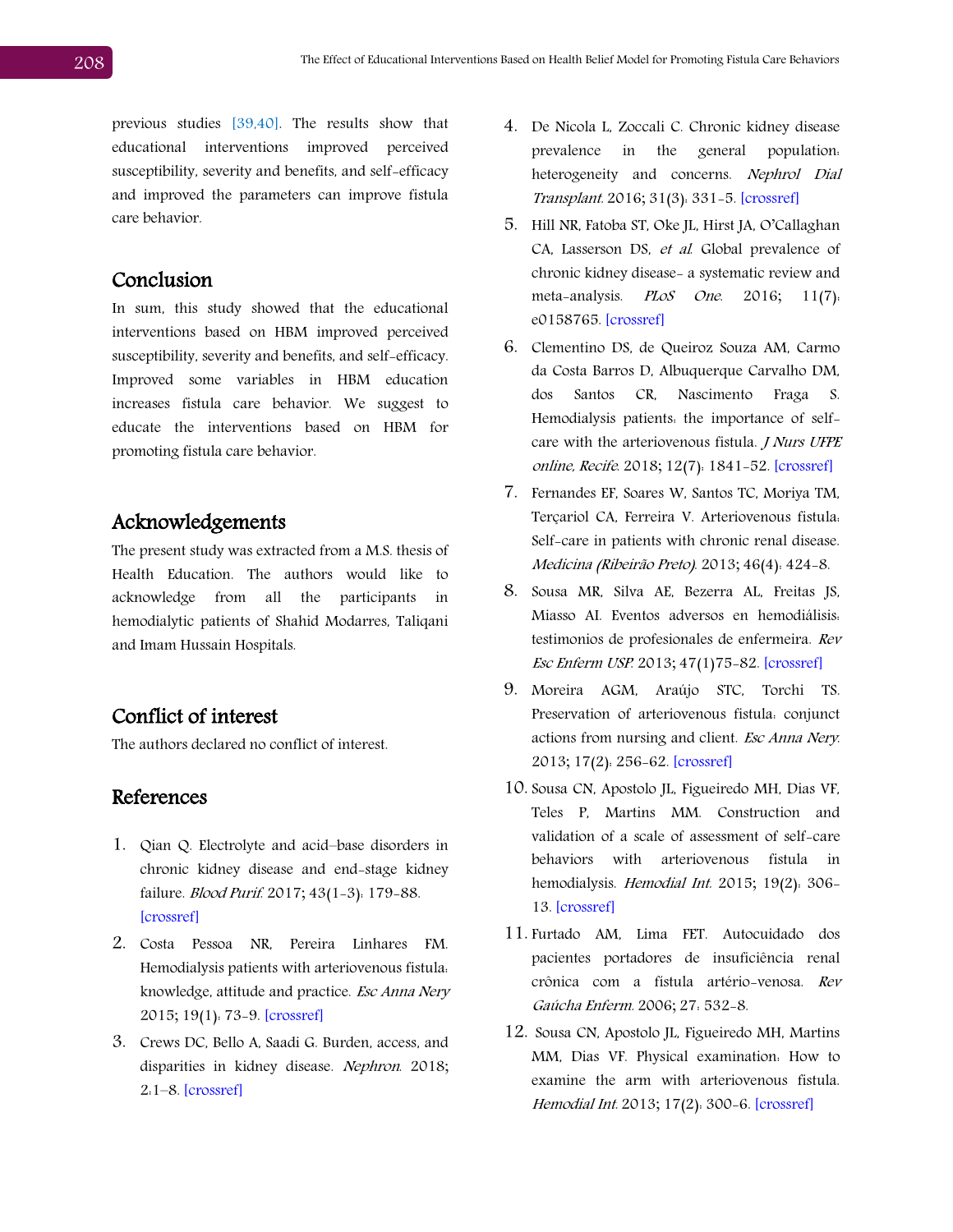previous studies [39,40]. The results show that educational interventions improved perceived susceptibility, severity and benefits, and self-efficacy and improved the parameters can improve fistula care behavior.

## Conclusion

In sum, this study showed that the educational interventions based on HBM improved perceived susceptibility, severity and benefits, and self-efficacy. Improved some variables in HBM education increases fistula care behavior. We suggest to educate the interventions based on HBM for promoting fistula care behavior.

## Acknowledgements

The present study was extracted from a M.S. thesis of Health Education. The authors would like to acknowledge from all the participants in hemodialytic patients of Shahid Modarres, Taliqani and Imam Hussain Hospitals.

## Conflict of interest

The authors declared no conflict of interest.

## References

1. Qian Q. Electrolyte and acid–base disorders in chronic kidney disease and end-stage kidney failure. *Blood Purif.* 2017; 43(1-3): 179-88. [crossref]
2. Costa Pessoa NR, Pereira Linhares FM. Hemodialysis patients with arteriovenous fistula: knowledge, attitude and practice. *Esc Anna Nery* 2015; 19(1): 73-9. [crossref]
3. Crews DC, Bello A, Saadi G. Burden, access, and disparities in kidney disease. *Nephron.* 2018; 2:1–8. [crossref]
4. De Nicola L, Zoccali C. Chronic kidney disease prevalence in the general population: heterogeneity and concerns. *Nephrol Dial Transplant.* 2016; 31(3): 331-5. [crossref]
5. Hill NR, Fatoba ST, Oke JL, Hirst JA, O'Callaghan CA, Lasserson DS, *et al.* Global prevalence of chronic kidney disease- a systematic review and meta-analysis. *PLoS One.* 2016; 11(7): e0158765. [crossref]
6. Clementino DS, de Queiroz Souza AM, Carmo da Costa Barros D, Albuquerque Carvalho DM, dos Santos CR, Nascimento Fraga S. Hemodialysis patients: the importance of self-care with the arteriovenous fistula. *J Nurs UFPE online, Recife.* 2018; 12(7): 1841-52. [crossref]
7. Fernandes EF, Soares W, Santos TC, Moriya TM, Terçariol CA, Ferreira V. Arteriovenous fistula: Self-care in patients with chronic renal disease. *Medicina (Ribeirão Preto).* 2013; 46(4): 424-8.
8. Sousa MR, Silva AE, Bezerra AL, Freitas JS, Miasso AI. Eventos adversos en hemodiálisis: testimonios de profesionales de enfermeira. *Rev Esc Enferm USP.* 2013; 47(1)75-82. [crossref]
9. Moreira AGM, Araújo STC, Torchi TS. Preservation of arteriovenous fistula: conjunct actions from nursing and client. *Esc Anna Nery.* 2013; 17(2): 256-62. [crossref]
10. Sousa CN, Apostolo JL, Figueiredo MH, Dias VF, Teles P, Martins MM. Construction and validation of a scale of assessment of self-care behaviors with arteriovenous fistula in hemodialysis. *Hemodial Int.* 2015; 19(2): 306-13. [crossref]
11. Furtado AM, Lima FET. Autocuidado dos pacientes portadores de insuficiência renal crônica com a fístula artério-venosa. *Rev Gaúcha Enferm.* 2006; 27: 532-8.
12. Sousa CN, Apostolo JL, Figueiredo MH, Martins MM, Dias VF. Physical examination: How to examine the arm with arteriovenous fistula. *Hemodial Int.* 2013; 17(2): 300-6. [crossref]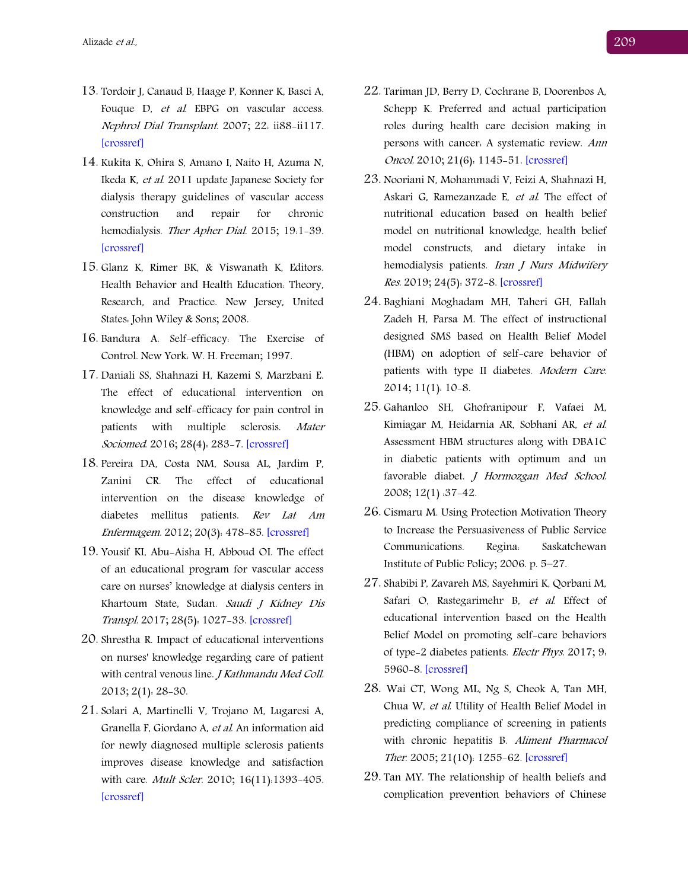13. Tordoir J, Canaud B, Haage P, Konner K, Basci A, Fouque D, *et al.* EBPG on vascular access. *Nephrol Dial Transplant.* 2007; 22: ii88-ii117. [crossref]

14. Kukita K, Ohira S, Amano I, Naito H, Azuma N, Ikeda K, *et al.* 2011 update Japanese Society for dialysis therapy guidelines of vascular access construction and repair for chronic hemodialysis. *Ther Apher Dial.* 2015; 19:1-39. [crossref]

15. Glanz K, Rimer BK, & Viswanath K, Editors. Health Behavior and Health Education: Theory, Research, and Practice. New Jersey, United States: John Wiley & Sons; 2008.

16. Bandura A. Self-efficacy: The Exercise of Control. New York: W. H. Freeman; 1997.

17. Daniali SS, Shahnazi H, Kazemi S, Marzbani E. The effect of educational intervention on knowledge and self-efficacy for pain control in patients with multiple sclerosis. *Mater Sociomed.* 2016; 28(4): 283-7. [crossref]

18. Pereira DA, Costa NM, Sousa AL, Jardim P, Zanini CR. The effect of educational intervention on the disease knowledge of diabetes mellitus patients. *Rev Lat Am Enfermagem.* 2012; 20(3): 478-85. [crossref]

19. Yousif KI, Abu-Aisha H, Abboud OI. The effect of an educational program for vascular access care on nurses' knowledge at dialysis centers in Khartoum State, Sudan. *Saudi J Kidney Dis Transpl.* 2017; 28(5): 1027-33. [crossref]

20. Shrestha R. Impact of educational interventions on nurses' knowledge regarding care of patient with central venous line. *J Kathmandu Med Coll.* 2013; 2(1): 28-30.

21. Solari A, Martinelli V, Trojano M, Lugaresi A, Granella F, Giordano A, *et al.* An information aid for newly diagnosed multiple sclerosis patients improves disease knowledge and satisfaction with care. *Mult Scler.* 2010; 16(11):1393-405. [crossref]

22. Tariman JD, Berry D, Cochrane B, Doorenbos A, Schepp K. Preferred and actual participation roles during health care decision making in persons with cancer: A systematic review. *Ann Oncol.* 2010; 21(6): 1145-51. [crossref]

23. Nooriani N, Mohammadi V, Feizi A, Shahnazi H, Askari G, Ramezanzade E, *et al.* The effect of nutritional education based on health belief model on nutritional knowledge, health belief model constructs, and dietary intake in hemodialysis patients. *Iran J Nurs Midwifery Res.* 2019; 24(5): 372-8. [crossref]

24. Baghiani Moghadam MH, Taheri GH, Fallah Zadeh H, Parsa M. The effect of instructional designed SMS based on Health Belief Model (HBM) on adoption of self-care behavior of patients with type II diabetes. *Modern Care.* 2014; 11(1): 10-8.

25. Gahanloo SH, Ghofranipour F, Vafaei M, Kimiagar M, Heidarnia AR, Sobhani AR, *et al.* Assessment HBM structures along with DBA1C in diabetic patients with optimum and un favorable diabet. *J Hormozgan Med School.* 2008; 12(1) :37-42.

26. Cismaru M. Using Protection Motivation Theory to Increase the Persuasiveness of Public Service Communications. Regina: Saskatchewan Institute of Public Policy; 2006. p. 5–27.

27. Shabibi P, Zavareh MS, Sayehmiri K, Qorbani M, Safari O, Rastegarimehr B, *et al.* Effect of educational intervention based on the Health Belief Model on promoting self-care behaviors of type-2 diabetes patients. *Electr Phys.* 2017; 9: 5960-8. [crossref]

28. Wai CT, Wong ML, Ng S, Cheok A, Tan MH, Chua W, *et al.* Utility of Health Belief Model in predicting compliance of screening in patients with chronic hepatitis B. *Aliment Pharmacol Ther.* 2005; 21(10): 1255-62. [crossref]

29. Tan MY. The relationship of health beliefs and complication prevention behaviors of Chinese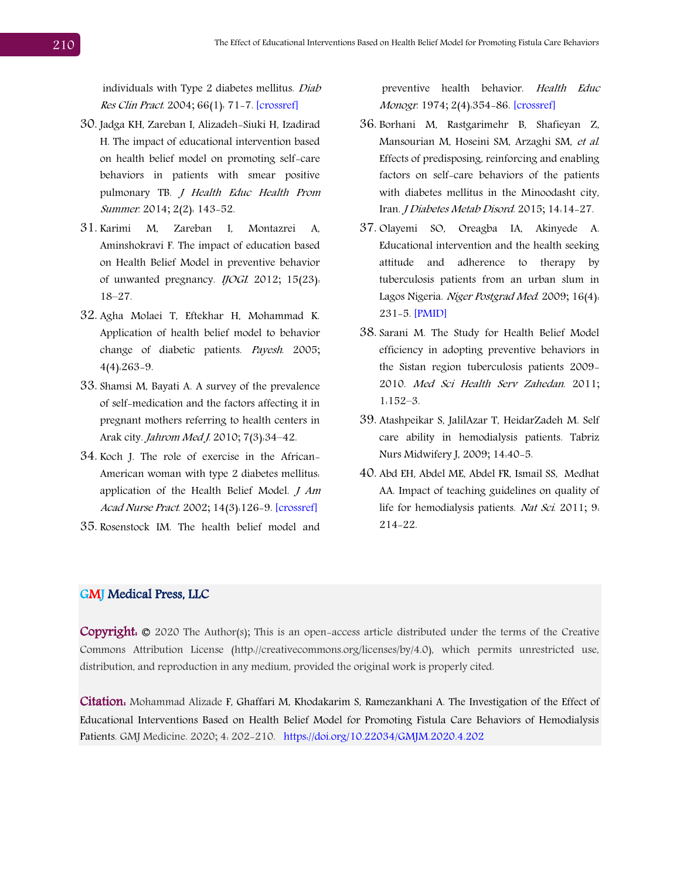individuals with Type 2 diabetes mellitus. *Diab Res Clin Pract.* 2004; 66(1): 71-7. [crossref]

30. Jadga KH, Zareban I, Alizadeh-Siuki H, Izadirad H. The impact of educational intervention based on health belief model on promoting self-care behaviors in patients with smear positive pulmonary TB. *J Health Educ Health Prom Summer.* 2014; 2(2): 143-52.
31. Karimi M, Zareban I, Montazrei A, Aminshokravi F. The impact of education based on Health Belief Model in preventive behavior of unwanted pregnancy. *IJOGI.* 2012; 15(23): 18–27.
32. Agha Molaei T, Eftekhar H, Mohammad K. Application of health belief model to behavior change of diabetic patients. *Payesh.* 2005; 4(4):263-9.
33. Shamsi M, Bayati A. A survey of the prevalence of self-medication and the factors affecting it in pregnant mothers referring to health centers in Arak city. *Jahrom Med J.* 2010; 7(3):34–42.
34. Koch J. The role of exercise in the African-American woman with type 2 diabetes mellitus: application of the Health Belief Model. *J Am Acad Nurse Pract.* 2002; 14(3):126-9. [crossref]
35. Rosenstock IM. The health belief model and preventive health behavior. *Health Educ Monogr.* 1974; 2(4):354-86. [crossref]
36. Borhani M, Rastgarimehr B, Shafieyan Z, Mansourian M, Hoseini SM, Arzaghi SM, *et al.* Effects of predisposing, reinforcing and enabling factors on self-care behaviors of the patients with diabetes mellitus in the Minoodasht city, Iran. *J Diabetes Metab Disord.* 2015; 14:14-27.
37. Olayemi SO, Oreagba IA, Akinyede A. Educational intervention and the health seeking attitude and adherence to therapy by tuberculosis patients from an urban slum in Lagos Nigeria. *Niger Postgrad Med.* 2009; 16(4): 231-5. [PMID]
38. Sarani M. The Study for Health Belief Model efficiency in adopting preventive behaviors in the Sistan region tuberculosis patients 2009-2010. *Med Sci Health Serv Zahedan.* 2011; 1:152–3.
39. Atashpeikar S, JalilAzar T, HeidarZadeh M. Self care ability in hemodialysis patients. Tabriz Nurs Midwifery J, 2009; 14:40-5.
40. Abd EH, Abdel ME, Abdel FR, Ismail SS, Medhat AA. Impact of teaching guidelines on quality of life for hemodialysis patients. *Nat Sci.* 2011; 9: 214-22.

**GMJ Medical Press, LLC**

**Copyright:** © 2020 The Author(s); This is an open-access article distributed under the terms of the Creative Commons Attribution License (http://creativecommons.org/licenses/by/4.0), which permits unrestricted use, distribution, and reproduction in any medium, provided the original work is properly cited.

**Citation:** Mohammad Alizade F, Ghaffari M, Khodakarim S, Ramezankhani A. The Investigation of the Effect of Educational Interventions Based on Health Belief Model for Promoting Fistula Care Behaviors of Hemodialysis Patients. GMJ Medicine. 2020; 4: 202-210. https://doi.org/10.22034/GMJM.2020.4.202